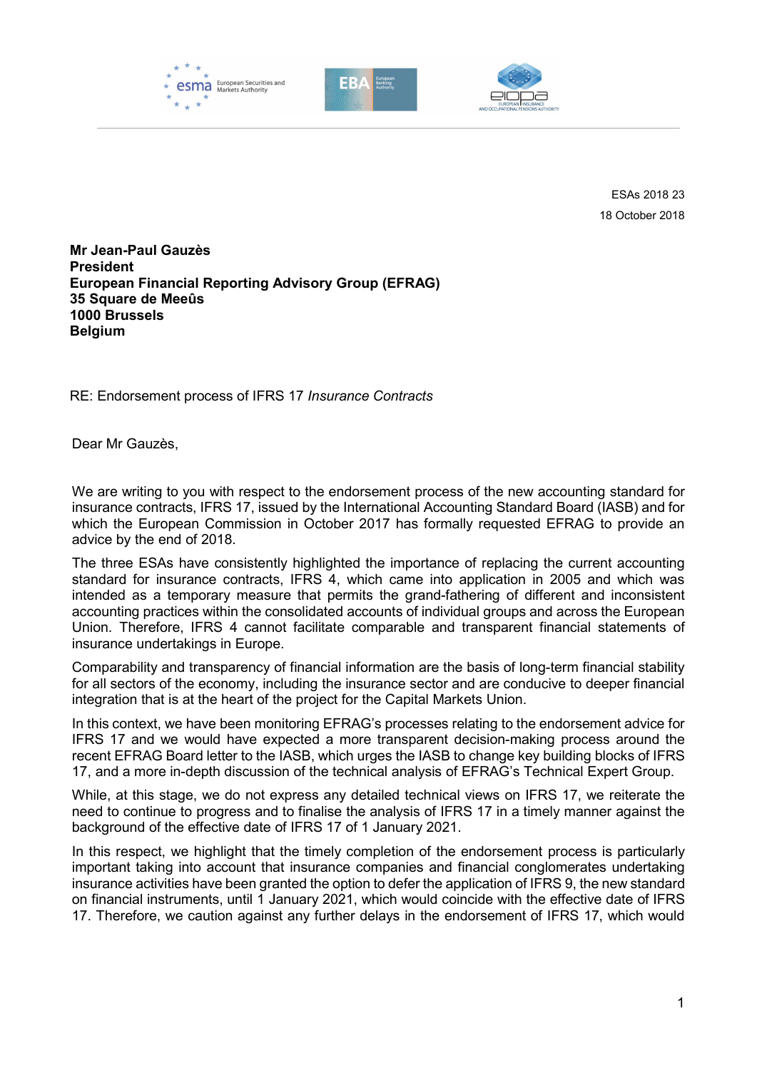ESAs 2018 23

18 October 2018

**Mr Jean-Paul Gauzès**
**President**
**European Financial Reporting Advisory Group (EFRAG)**
**35 Square de Meeûs**
**1000 Brussels**
**Belgium**

RE: Endorsement process of IFRS 17 *Insurance Contracts*

Dear Mr Gauzès,

We are writing to you with respect to the endorsement process of the new accounting standard for insurance contracts, IFRS 17, issued by the International Accounting Standard Board (IASB) and for which the European Commission in October 2017 has formally requested EFRAG to provide an advice by the end of 2018.

The three ESAs have consistently highlighted the importance of replacing the current accounting standard for insurance contracts, IFRS 4, which came into application in 2005 and which was intended as a temporary measure that permits the grand-fathering of different and inconsistent accounting practices within the consolidated accounts of individual groups and across the European Union. Therefore, IFRS 4 cannot facilitate comparable and transparent financial statements of insurance undertakings in Europe.

Comparability and transparency of financial information are the basis of long-term financial stability for all sectors of the economy, including the insurance sector and are conducive to deeper financial integration that is at the heart of the project for the Capital Markets Union.

In this context, we have been monitoring EFRAG's processes relating to the endorsement advice for IFRS 17 and we would have expected a more transparent decision-making process around the recent EFRAG Board letter to the IASB, which urges the IASB to change key building blocks of IFRS 17, and a more in-depth discussion of the technical analysis of EFRAG's Technical Expert Group.

While, at this stage, we do not express any detailed technical views on IFRS 17, we reiterate the need to continue to progress and to finalise the analysis of IFRS 17 in a timely manner against the background of the effective date of IFRS 17 of 1 January 2021.

In this respect, we highlight that the timely completion of the endorsement process is particularly important taking into account that insurance companies and financial conglomerates undertaking insurance activities have been granted the option to defer the application of IFRS 9, the new standard on financial instruments, until 1 January 2021, which would coincide with the effective date of IFRS 17. Therefore, we caution against any further delays in the endorsement of IFRS 17, which would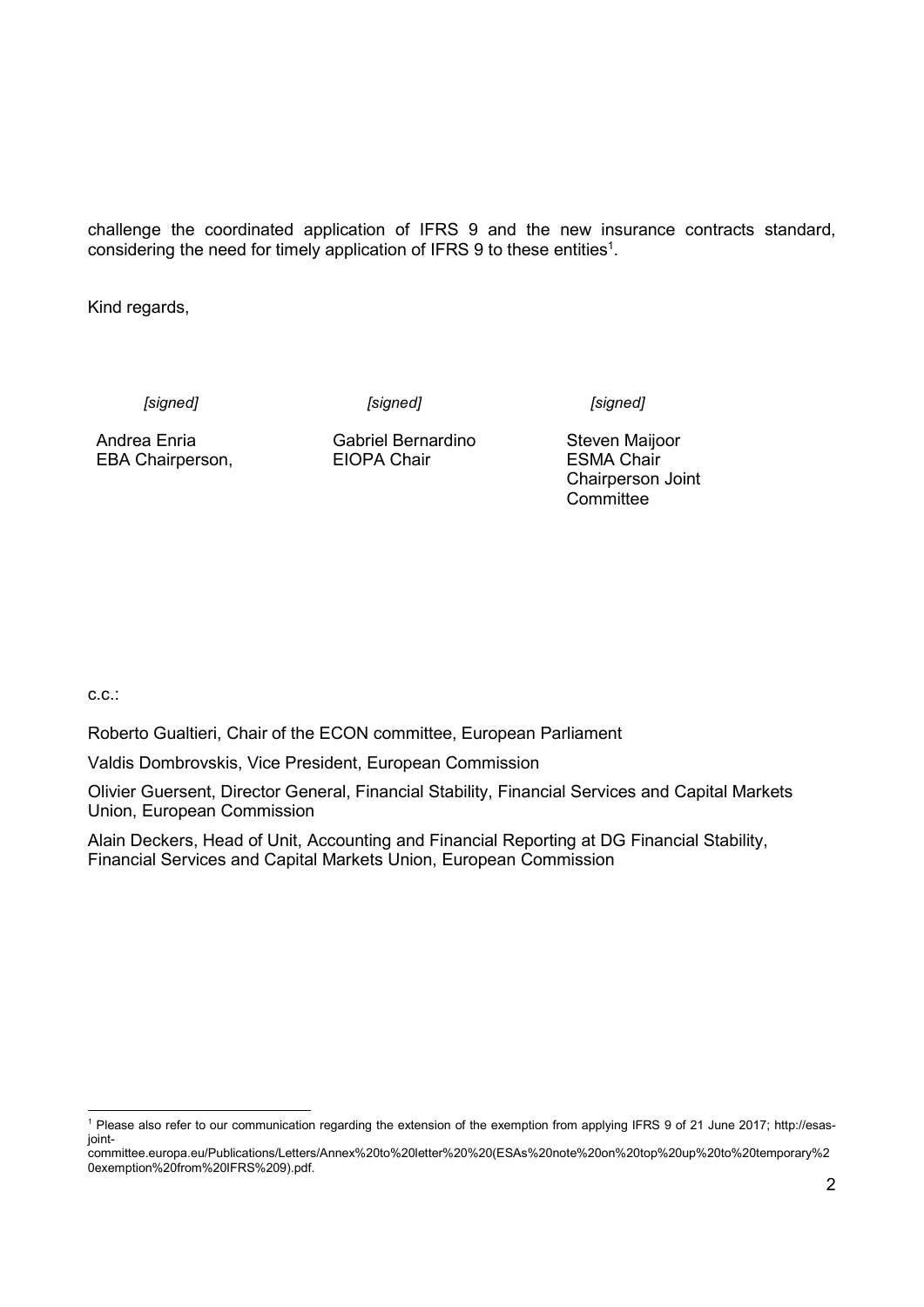challenge the coordinated application of IFRS 9 and the new insurance contracts standard, considering the need for timely application of IFRS 9 to these entities[1].

Kind regards,

| | | |
|---|---|---|
| *[signed]* | *[signed]* | *[signed]* |
| Andrea Enria<br>EBA Chairperson, | Gabriel Bernardino<br>EIOPA Chair | Steven Maijoor<br>ESMA Chair<br>Chairperson Joint Committee |

c.c.:

Roberto Gualtieri, Chair of the ECON committee, European Parliament

Valdis Dombrovskis, Vice President, European Commission

Olivier Guersent, Director General, Financial Stability, Financial Services and Capital Markets Union, European Commission

Alain Deckers, Head of Unit, Accounting and Financial Reporting at DG Financial Stability, Financial Services and Capital Markets Union, European Commission

---

[1] Please also refer to our communication regarding the extension of the exemption from applying IFRS 9 of 21 June 2017; http://esas-joint-committee.europa.eu/Publications/Letters/Annex%20to%20letter%20%20(ESAs%20note%20on%20top%20up%20to%20temporary%20exemption%20from%20IFRS%209).pdf.